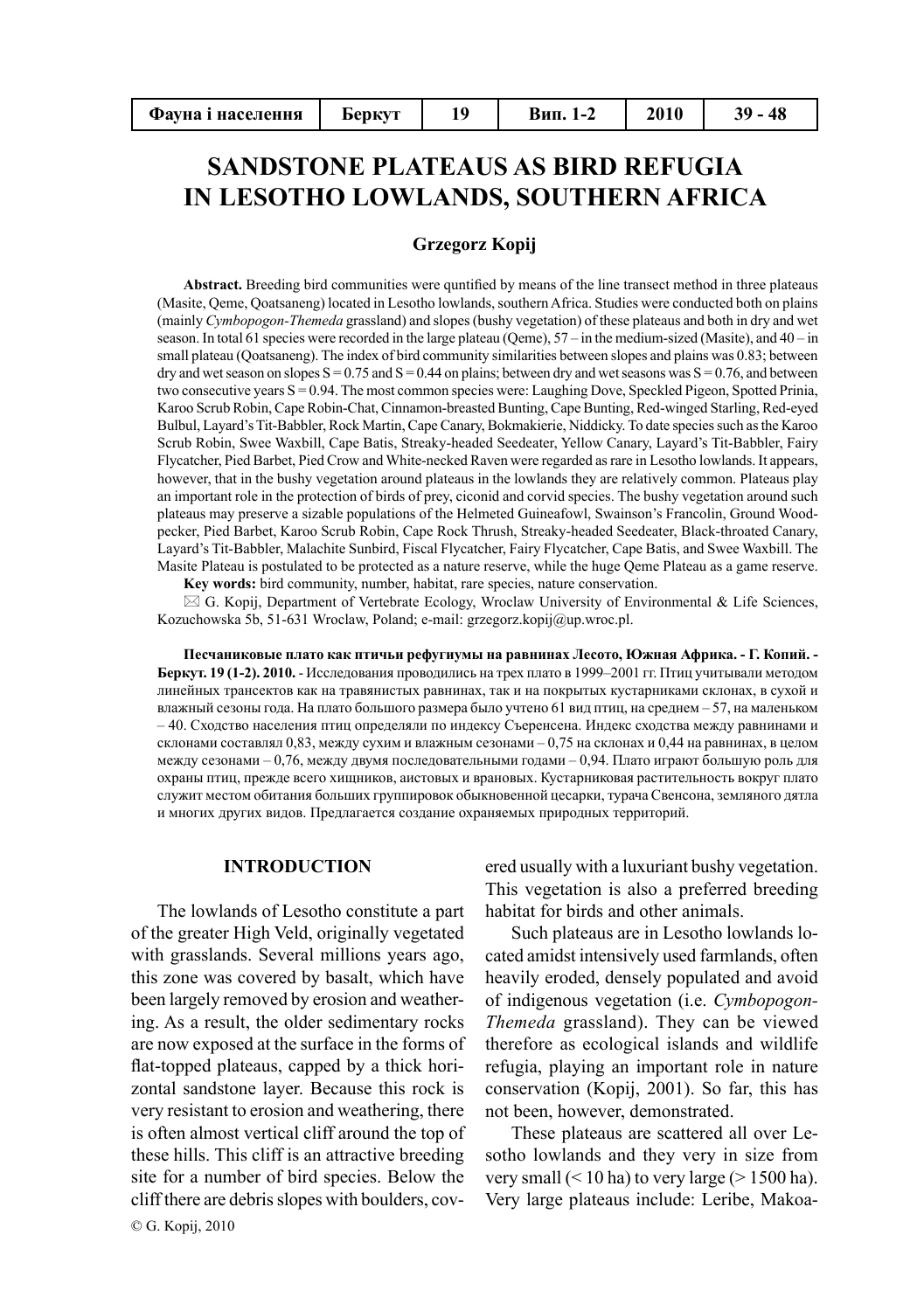# SANDSTONE PLATEAUS AS BIRD REFUGIA IN LESOTHO LOWLANDS, SOUTHERN AFRICA

**Grzegorz Kopij**

**Abstract.** Breeding bird communities were quntified by means of the line transect method in three plateaus (Masite, Qeme, Qoatsaneng) located in Lesotho lowlands, southern Africa. Studies were conducted both on plains (mainly *Cymbopogon-Themeda* grassland) and slopes (bushy vegetation) of these plateaus and both in dry and wet season. In total 61 species were recorded in the large plateau (Qeme), 57 – in the medium-sized (Masite), and 40 – in small plateau (Qoatsaneng). The index of bird community similarities between slopes and plains was 0.83; between dry and wet season on slopes S = 0.75 and S = 0.44 on plains; between dry and wet seasons was S = 0.76, and between two consecutive years S = 0.94. The most common species were: Laughing Dove, Speckled Pigeon, Spotted Prinia, Karoo Scrub Robin, Cape Robin-Chat, Cinnamon-breasted Bunting, Cape Bunting, Red-winged Starling, Red-eyed Bulbul, Layard's Tit-Babbler, Rock Martin, Cape Canary, Bokmakierie, Niddicky. To date species such as the Karoo Scrub Robin, Swee Waxbill, Cape Batis, Streaky-headed Seedeater, Yellow Canary, Layard's Tit-Babbler, Fairy Flycatcher, Pied Barbet, Pied Crow and White-necked Raven were regarded as rare in Lesotho lowlands. It appears, however, that in the bushy vegetation around plateaus in the lowlands they are relatively common. Plateaus play an important role in the protection of birds of prey, ciconid and corvid species. The bushy vegetation around such plateaus may preserve a sizable populations of the Helmeted Guineafowl, Swainson's Francolin, Ground Woodpecker, Pied Barbet, Karoo Scrub Robin, Cape Rock Thrush, Streaky-headed Seedeater, Black-throated Canary, Layard's Tit-Babbler, Malachite Sunbird, Fiscal Flycatcher, Fairy Flycatcher, Cape Batis, and Swee Waxbill. The Masite Plateau is postulated to be protected as a nature reserve, while the huge Qeme Plateau as a game reserve.

**Key words:** bird community, number, habitat, rare species, nature conservation.

✉ G. Kopij, Department of Vertebrate Ecology, Wroclaw University of Environmental & Life Sciences, Kozuchowska 5b, 51-631 Wroclaw, Poland; e-mail: grzegorz.kopij@up.wroc.pl.

**Песчаниковые плато как птичьи рефугиумы на равнинах Лесото, Южная Африка. - Г. Копий. - Беркут. 19 (1-2). 2010.** - Исследования проводились на трех плато в 1999–2001 гг. Птиц учитывали методом линейных трансектов как на травянистых равнинах, так и на покрытых кустарниками склонах, в сухой и влажный сезоны года. На плато большого размера было учтено 61 вид птиц, на среднем – 57, на маленьком – 40. Сходство населения птиц определяли по индексу Съеренсена. Индекс сходства между равнинами и склонами составлял 0,83, между сухим и влажным сезонами – 0,75 на склонах и 0,44 на равнинах, в целом между сезонами – 0,76, между двумя последовательными годами – 0,94. Плато играют большую роль для охраны птиц, прежде всего хищников, аистовых и врановых. Кустарниковая растительность вокруг плато служит местом обитания больших группировок обыкновенной цесарки, турача Свенсона, земляного дятла и многих других видов. Предлагается создание охраняемых природных территорий.

## INTRODUCTION

The lowlands of Lesotho constitute a part of the greater High Veld, originally vegetated with grasslands. Several millions years ago, this zone was covered by basalt, which have been largely removed by erosion and weathering. As a result, the older sedimentary rocks are now exposed at the surface in the forms of flat-topped plateaus, capped by a thick horizontal sandstone layer. Because this rock is very resistant to erosion and weathering, there is often almost vertical cliff around the top of these hills. This cliff is an attractive breeding site for a number of bird species. Below the cliff there are debris slopes with boulders, covered usually with a luxuriant bushy vegetation. This vegetation is also a preferred breeding habitat for birds and other animals.

Such plateaus are in Lesotho lowlands located amidst intensively used farmlands, often heavily eroded, densely populated and avoid of indigenous vegetation (i.e. *Cymbopogon-Themeda* grassland). They can be viewed therefore as ecological islands and wildlife refugia, playing an important role in nature conservation (Kopij, 2001). So far, this has not been, however, demonstrated.

These plateaus are scattered all over Lesotho lowlands and they very in size from very small (< 10 ha) to very large (> 1500 ha). Very large plateaus include: Leribe, Makoa-

© G. Kopij, 2010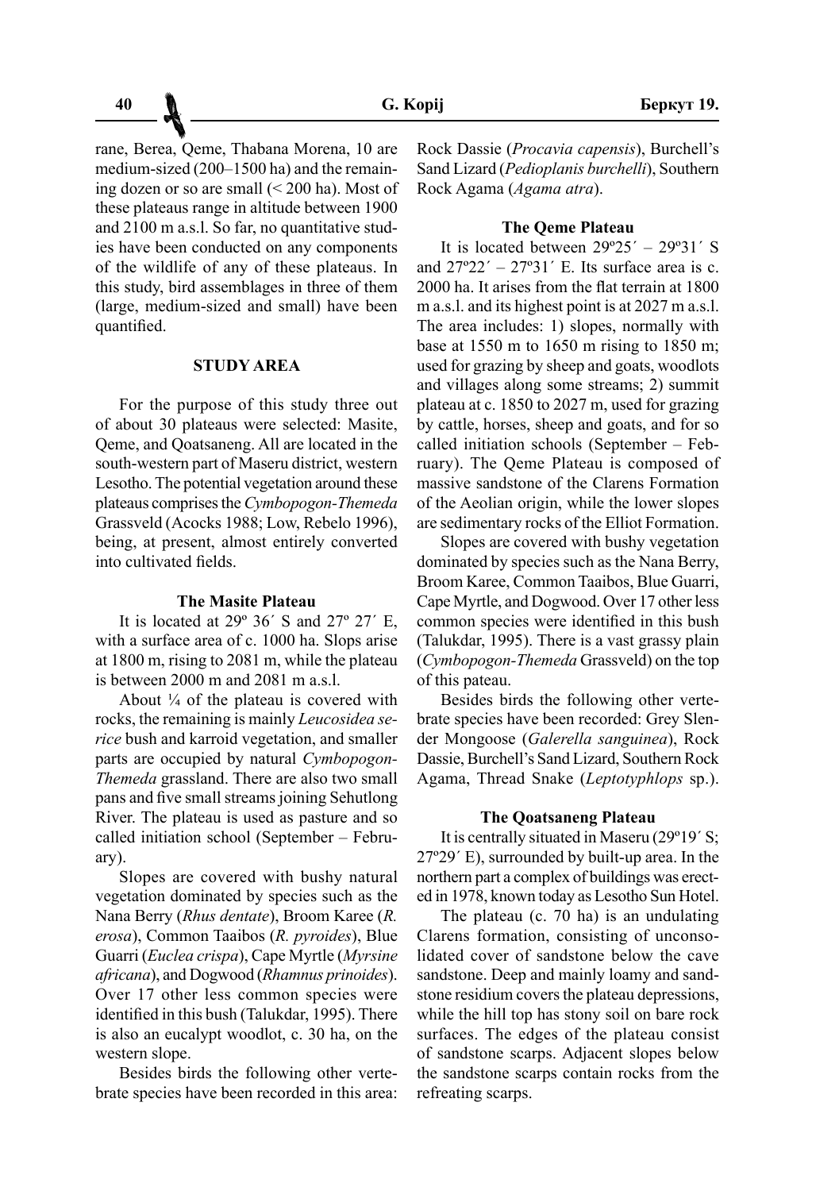rane, Berea, Qeme, Thabana Morena, 10 are medium-sized (200–1500 ha) and the remaining dozen or so are small (< 200 ha). Most of these plateaus range in altitude between 1900 and 2100 m a.s.l. So far, no quantitative studies have been conducted on any components of the wildlife of any of these plateaus. In this study, bird assemblages in three of them (large, medium-sized and small) have been quantified.

## STUDY AREA

For the purpose of this study three out of about 30 plateaus were selected: Masite, Qeme, and Qoatsaneng. All are located in the south-western part of Maseru district, western Lesotho. The potential vegetation around these plateaus comprises the *Cymbopogon-Themeda* Grassveld (Acocks 1988; Low, Rebelo 1996), being, at present, almost entirely converted into cultivated fields.

### The Masite Plateau

It is located at 29º 36´ S and 27º 27´ E, with a surface area of c. 1000 ha. Slops arise at 1800 m, rising to 2081 m, while the plateau is between 2000 m and 2081 m a.s.l.

About ¼ of the plateau is covered with rocks, the remaining is mainly *Leucosidea serice* bush and karroid vegetation, and smaller parts are occupied by natural *Cymbopogon-Themeda* grassland. There are also two small pans and five small streams joining Sehutlong River. The plateau is used as pasture and so called initiation school (September – February).

Slopes are covered with bushy natural vegetation dominated by species such as the Nana Berry (*Rhus dentate*), Broom Karee (*R. erosa*), Common Taaibos (*R. pyroides*), Blue Guarri (*Euclea crispa*), Cape Myrtle (*Myrsine africana*), and Dogwood (*Rhamnus prinoides*). Over 17 other less common species were identified in this bush (Talukdar, 1995). There is also an eucalypt woodlot, c. 30 ha, on the western slope.

Besides birds the following other vertebrate species have been recorded in this area: Rock Dassie (*Procavia capensis*), Burchell's Sand Lizard (*Pedioplanis burchelli*), Southern Rock Agama (*Agama atra*).

### The Qeme Plateau

It is located between 29º25´ – 29º31´ S and 27º22´ – 27º31´ E. Its surface area is c. 2000 ha. It arises from the flat terrain at 1800 m a.s.l. and its highest point is at 2027 m a.s.l. The area includes: 1) slopes, normally with base at 1550 m to 1650 m rising to 1850 m; used for grazing by sheep and goats, woodlots and villages along some streams; 2) summit plateau at c. 1850 to 2027 m, used for grazing by cattle, horses, sheep and goats, and for so called initiation schools (September – February). The Qeme Plateau is composed of massive sandstone of the Clarens Formation of the Aeolian origin, while the lower slopes are sedimentary rocks of the Elliot Formation.

Slopes are covered with bushy vegetation dominated by species such as the Nana Berry, Broom Karee, Common Taaibos, Blue Guarri, Cape Myrtle, and Dogwood. Over 17 other less common species were identified in this bush (Talukdar, 1995). There is a vast grassy plain (*Cymbopogon-Themeda* Grassveld) on the top of this pateau.

Besides birds the following other vertebrate species have been recorded: Grey Slender Mongoose (*Galerella sanguinea*), Rock Dassie, Burchell's Sand Lizard, Southern Rock Agama, Thread Snake (*Leptotyphlops* sp.).

### The Qoatsaneng Plateau

It is centrally situated in Maseru (29º19´ S; 27º29´ E), surrounded by built-up area. In the northern part a complex of buildings was erected in 1978, known today as Lesotho Sun Hotel.

The plateau (c. 70 ha) is an undulating Clarens formation, consisting of unconsolidated cover of sandstone below the cave sandstone. Deep and mainly loamy and sandstone residium covers the plateau depressions, while the hill top has stony soil on bare rock surfaces. The edges of the plateau consist of sandstone scarps. Adjacent slopes below the sandstone scarps contain rocks from the refreating scarps.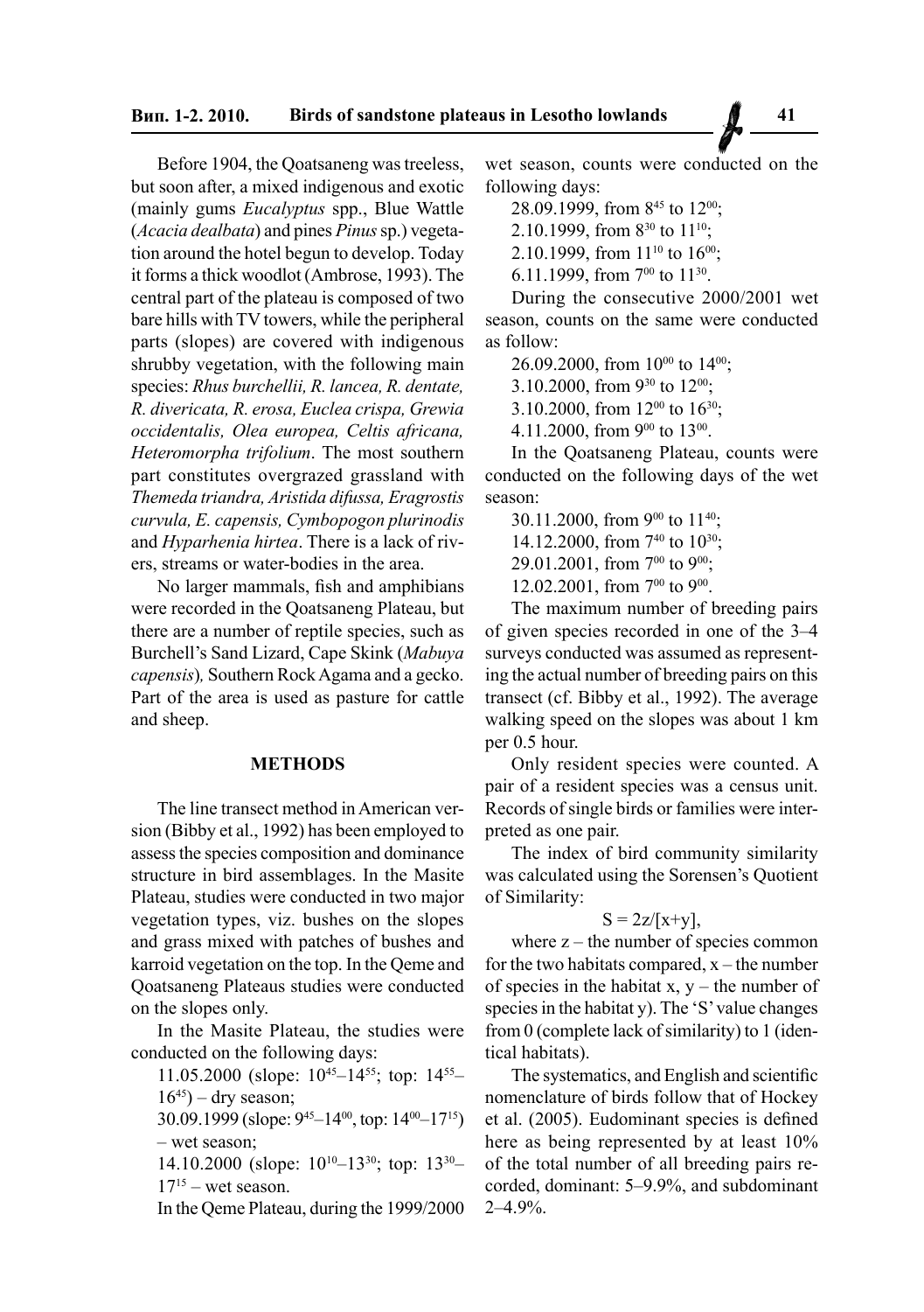Before 1904, the Qoatsaneng was treeless, but soon after, a mixed indigenous and exotic (mainly gums *Eucalyptus* spp., Blue Wattle (*Acacia dealbata*) and pines *Pinus* sp.) vegetation around the hotel begun to develop. Today it forms a thick woodlot (Ambrose, 1993). The central part of the plateau is composed of two bare hills with TV towers, while the peripheral parts (slopes) are covered with indigenous shrubby vegetation, with the following main species: *Rhus burchellii, R. lancea, R. dentate, R. divericata, R. erosa, Euclea crispa, Grewia occidentalis, Olea europea, Celtis africana, Heteromorpha trifolium*. The most southern part constitutes overgrazed grassland with *Themeda triandra, Aristida difussa, Eragrostis curvula, E. capensis, Cymbopogon plurinodis* and *Hyparhenia hirtea*. There is a lack of rivers, streams or water-bodies in the area.

No larger mammals, fish and amphibians were recorded in the Qoatsaneng Plateau, but there are a number of reptile species, such as Burchell's Sand Lizard, Cape Skink (*Mabuya capensis*), Southern Rock Agama and a gecko. Part of the area is used as pasture for cattle and sheep.

## METHODS

The line transect method in American version (Bibby et al., 1992) has been employed to assess the species composition and dominance structure in bird assemblages. In the Masite Plateau, studies were conducted in two major vegetation types, viz. bushes on the slopes and grass mixed with patches of bushes and karroid vegetation on the top. In the Qeme and Qoatsaneng Plateaus studies were conducted on the slopes only.

In the Masite Plateau, the studies were conducted on the following days:

11.05.2000 (slope: $10^{45}$–$14^{55}$; top: $14^{55}$–$16^{45}$) – dry season;

30.09.1999 (slope: $9^{45}$–$14^{00}$, top: $14^{00}$–$17^{15}$) – wet season;

14.10.2000 (slope: $10^{10}$–$13^{30}$; top: $13^{30}$–$17^{15}$ – wet season.

In the Qeme Plateau, during the 1999/2000 wet season, counts were conducted on the following days:

28.09.1999, from $8^{45}$ to $12^{00}$;

2.10.1999, from $8^{30}$ to $11^{10}$;

2.10.1999, from $11^{10}$ to $16^{00}$;

6.11.1999, from $7^{00}$ to $11^{30}$.

During the consecutive 2000/2001 wet season, counts on the same were conducted as follow:

26.09.2000, from $10^{00}$ to $14^{00}$;

3.10.2000, from $9^{30}$ to $12^{00}$;

3.10.2000, from $12^{00}$ to $16^{30}$;

4.11.2000, from $9^{00}$ to $13^{00}$.

In the Qoatsaneng Plateau, counts were conducted on the following days of the wet season:

30.11.2000, from $9^{00}$ to $11^{40}$;

14.12.2000, from $7^{40}$ to $10^{30}$;

29.01.2001, from $7^{00}$ to $9^{00}$;

12.02.2001, from $7^{00}$ to $9^{00}$.

The maximum number of breeding pairs of given species recorded in one of the 3–4 surveys conducted was assumed as representing the actual number of breeding pairs on this transect (cf. Bibby et al., 1992). The average walking speed on the slopes was about 1 km per 0.5 hour.

Only resident species were counted. A pair of a resident species was a census unit. Records of single birds or families were interpreted as one pair.

The index of bird community similarity was calculated using the Sorensen's Quotient of Similarity:

$$S = 2z/[x+y],$$

where z – the number of species common for the two habitats compared, x – the number of species in the habitat x, y – the number of species in the habitat y). The 'S' value changes from 0 (complete lack of similarity) to 1 (identical habitats).

The systematics, and English and scientific nomenclature of birds follow that of Hockey et al. (2005). Eudominant species is defined here as being represented by at least 10% of the total number of all breeding pairs recorded, dominant: 5–9.9%, and subdominant 2–4.9%.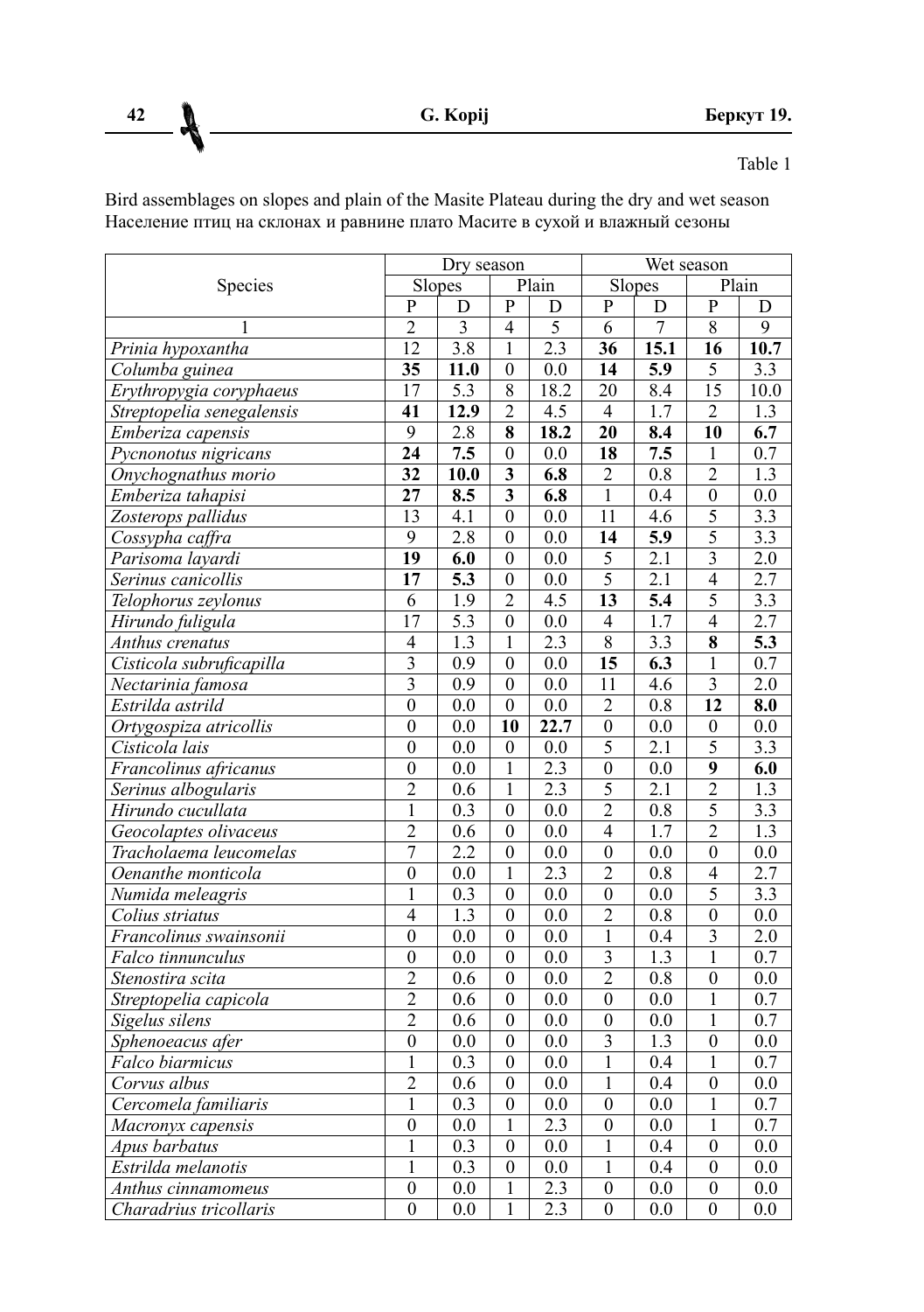Table 1

Bird assemblages on slopes and plain of the Masite Plateau during the dry and wet season
Население птиц на склонах и равнине плато Масите в сухой и влажный сезоны

| Species | Dry season | | | | Wet season | | | |
|---|---|---|---|---|---|---|---|---|
| | Slopes | | Plain | | Slopes | | Plain | |
| | P | D | P | D | P | D | P | D |
| 1 | 2 | 3 | 4 | 5 | 6 | 7 | 8 | 9 |
| *Prinia hypoxantha* | 12 | 3.8 | 1 | 2.3 | **36** | **15.1** | **16** | **10.7** |
| *Columba guinea* | **35** | **11.0** | 0 | 0.0 | **14** | **5.9** | 5 | 3.3 |
| *Erythropygia coryphaeus* | 17 | 5.3 | 8 | 18.2 | 20 | 8.4 | 15 | 10.0 |
| *Streptopelia senegalensis* | **41** | **12.9** | 2 | 4.5 | 4 | 1.7 | 2 | 1.3 |
| *Emberiza capensis* | 9 | 2.8 | **8** | **18.2** | **20** | **8.4** | **10** | **6.7** |
| *Pycnonotus nigricans* | **24** | **7.5** | 0 | 0.0 | **18** | **7.5** | 1 | 0.7 |
| *Onychognathus morio* | **32** | **10.0** | **3** | **6.8** | 2 | 0.8 | 2 | 1.3 |
| *Emberiza tahapisi* | **27** | **8.5** | **3** | **6.8** | 1 | 0.4 | 0 | 0.0 |
| *Zosterops pallidus* | 13 | 4.1 | 0 | 0.0 | 11 | 4.6 | 5 | 3.3 |
| *Cossypha caffra* | 9 | 2.8 | 0 | 0.0 | **14** | **5.9** | 5 | 3.3 |
| *Parisoma layardi* | **19** | **6.0** | 0 | 0.0 | 5 | 2.1 | 3 | 2.0 |
| *Serinus canicollis* | **17** | **5.3** | 0 | 0.0 | 5 | 2.1 | 4 | 2.7 |
| *Telophorus zeylonus* | 6 | 1.9 | 2 | 4.5 | **13** | **5.4** | 5 | 3.3 |
| *Hirundo fuligula* | 17 | 5.3 | 0 | 0.0 | 4 | 1.7 | 4 | 2.7 |
| *Anthus crenatus* | 4 | 1.3 | 1 | 2.3 | 8 | 3.3 | **8** | **5.3** |
| *Cisticola subruficapilla* | 3 | 0.9 | 0 | 0.0 | **15** | **6.3** | 1 | 0.7 |
| *Nectarinia famosa* | 3 | 0.9 | 0 | 0.0 | 11 | 4.6 | 3 | 2.0 |
| *Estrilda astrild* | 0 | 0.0 | 0 | 0.0 | 2 | 0.8 | **12** | **8.0** |
| *Ortygospiza atricollis* | 0 | 0.0 | **10** | **22.7** | 0 | 0.0 | 0 | 0.0 |
| *Cisticola lais* | 0 | 0.0 | 0 | 0.0 | 5 | 2.1 | 5 | 3.3 |
| *Francolinus africanus* | 0 | 0.0 | 1 | 2.3 | 0 | 0.0 | **9** | **6.0** |
| *Serinus albogularis* | 2 | 0.6 | 1 | 2.3 | 5 | 2.1 | 2 | 1.3 |
| *Hirundo cucullata* | 1 | 0.3 | 0 | 0.0 | 2 | 0.8 | 5 | 3.3 |
| *Geocolaptes olivaceus* | 2 | 0.6 | 0 | 0.0 | 4 | 1.7 | 2 | 1.3 |
| *Tracholaema leucomelas* | 7 | 2.2 | 0 | 0.0 | 0 | 0.0 | 0 | 0.0 |
| *Oenanthe monticola* | 0 | 0.0 | 1 | 2.3 | 2 | 0.8 | 4 | 2.7 |
| *Numida meleagris* | 1 | 0.3 | 0 | 0.0 | 0 | 0.0 | 5 | 3.3 |
| *Colius striatus* | 4 | 1.3 | 0 | 0.0 | 2 | 0.8 | 0 | 0.0 |
| *Francolinus swainsonii* | 0 | 0.0 | 0 | 0.0 | 1 | 0.4 | 3 | 2.0 |
| *Falco tinnunculus* | 0 | 0.0 | 0 | 0.0 | 3 | 1.3 | 1 | 0.7 |
| *Stenostira scita* | 2 | 0.6 | 0 | 0.0 | 2 | 0.8 | 0 | 0.0 |
| *Streptopelia capicola* | 2 | 0.6 | 0 | 0.0 | 0 | 0.0 | 1 | 0.7 |
| *Sigelus silens* | 2 | 0.6 | 0 | 0.0 | 0 | 0.0 | 1 | 0.7 |
| *Sphenoeacus afer* | 0 | 0.0 | 0 | 0.0 | 3 | 1.3 | 0 | 0.0 |
| *Falco biarmicus* | 1 | 0.3 | 0 | 0.0 | 1 | 0.4 | 1 | 0.7 |
| *Corvus albus* | 2 | 0.6 | 0 | 0.0 | 1 | 0.4 | 0 | 0.0 |
| *Cercomela familiaris* | 1 | 0.3 | 0 | 0.0 | 0 | 0.0 | 1 | 0.7 |
| *Macronyx capensis* | 0 | 0.0 | 1 | 2.3 | 0 | 0.0 | 1 | 0.7 |
| *Apus barbatus* | 1 | 0.3 | 0 | 0.0 | 1 | 0.4 | 0 | 0.0 |
| *Estrilda melanotis* | 1 | 0.3 | 0 | 0.0 | 1 | 0.4 | 0 | 0.0 |
| *Anthus cinnamomeus* | 0 | 0.0 | 1 | 2.3 | 0 | 0.0 | 0 | 0.0 |
| *Charadrius tricollaris* | 0 | 0.0 | 1 | 2.3 | 0 | 0.0 | 0 | 0.0 |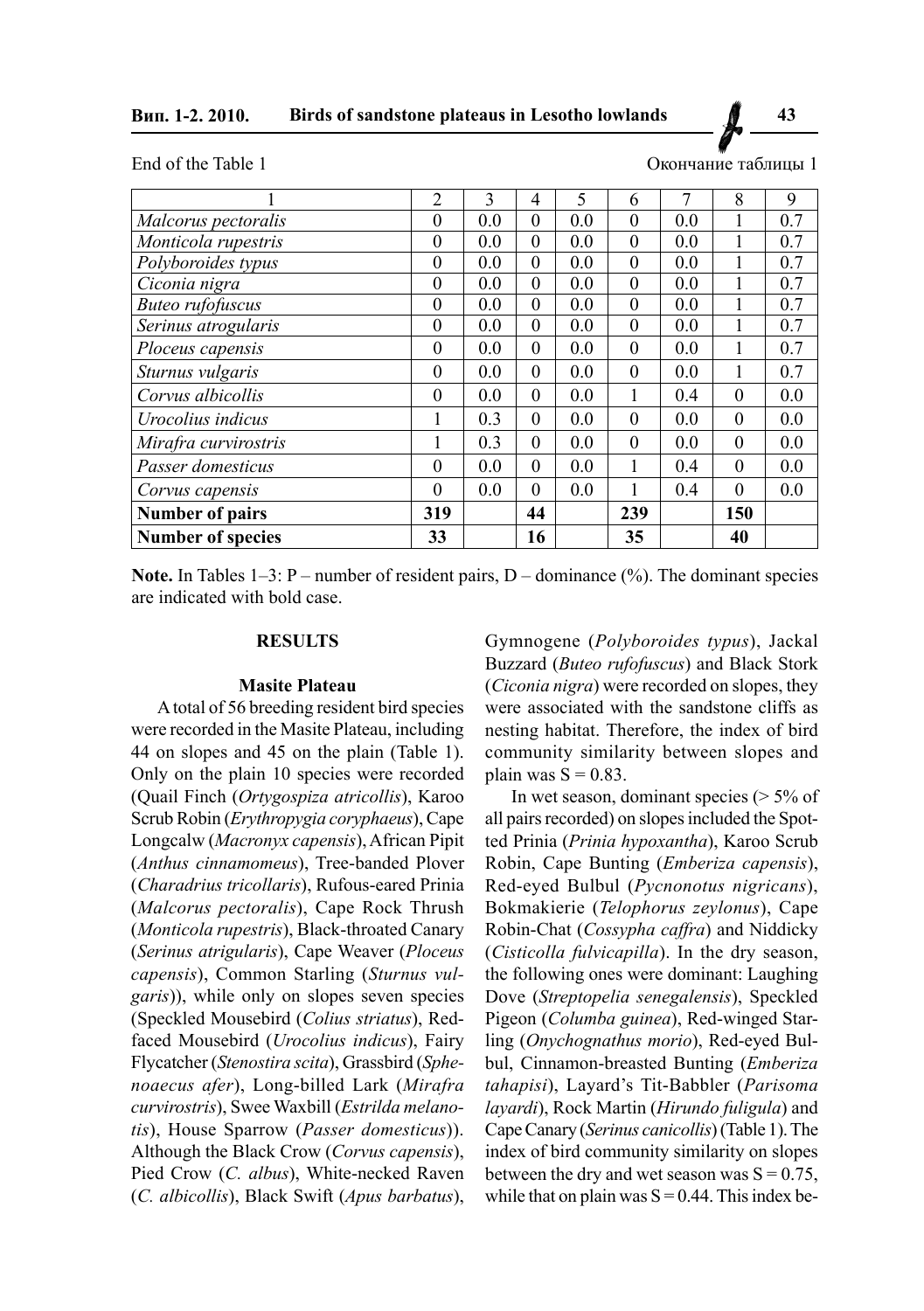End of the Table 1 Окончание таблицы 1

| 1 | 2 | 3 | 4 | 5 | 6 | 7 | 8 | 9 |
|---|---|---|---|---|---|---|---|---|
| *Malcorus pectoralis* | 0 | 0.0 | 0 | 0.0 | 0 | 0.0 | 1 | 0.7 |
| *Monticola rupestris* | 0 | 0.0 | 0 | 0.0 | 0 | 0.0 | 1 | 0.7 |
| *Polyboroides typus* | 0 | 0.0 | 0 | 0.0 | 0 | 0.0 | 1 | 0.7 |
| *Ciconia nigra* | 0 | 0.0 | 0 | 0.0 | 0 | 0.0 | 1 | 0.7 |
| *Buteo rufofuscus* | 0 | 0.0 | 0 | 0.0 | 0 | 0.0 | 1 | 0.7 |
| *Serinus atrogularis* | 0 | 0.0 | 0 | 0.0 | 0 | 0.0 | 1 | 0.7 |
| *Ploceus capensis* | 0 | 0.0 | 0 | 0.0 | 0 | 0.0 | 1 | 0.7 |
| *Sturnus vulgaris* | 0 | 0.0 | 0 | 0.0 | 0 | 0.0 | 1 | 0.7 |
| *Corvus albicollis* | 0 | 0.0 | 0 | 0.0 | 1 | 0.4 | 0 | 0.0 |
| *Urocolius indicus* | 1 | 0.3 | 0 | 0.0 | 0 | 0.0 | 0 | 0.0 |
| *Mirafra curvirostris* | 1 | 0.3 | 0 | 0.0 | 0 | 0.0 | 0 | 0.0 |
| *Passer domesticus* | 0 | 0.0 | 0 | 0.0 | 1 | 0.4 | 0 | 0.0 |
| *Corvus capensis* | 0 | 0.0 | 0 | 0.0 | 1 | 0.4 | 0 | 0.0 |
| **Number of pairs** | **319** | | **44** | | **239** | | **150** | |
| **Number of species** | **33** | | **16** | | **35** | | **40** | |

**Note.** In Tables 1–3: P – number of resident pairs, D – dominance (%). The dominant species are indicated with bold case.

## RESULTS

### Masite Plateau

A total of 56 breeding resident bird species were recorded in the Masite Plateau, including 44 on slopes and 45 on the plain (Table 1). Only on the plain 10 species were recorded (Quail Finch (*Ortygospiza atricollis*), Karoo Scrub Robin (*Erythropygia coryphaeus*), Cape Longcalw (*Macronyx capensis*), African Pipit (*Anthus cinnamomeus*), Tree-banded Plover (*Charadrius tricollaris*), Rufous-eared Prinia (*Malcorus pectoralis*), Cape Rock Thrush (*Monticola rupestris*), Black-throated Canary (*Serinus atrigularis*), Cape Weaver (*Ploceus capensis*), Common Starling (*Sturnus vulgaris*)), while only on slopes seven species (Speckled Mousebird (*Colius striatus*), Red-faced Mousebird (*Urocolius indicus*), Fairy Flycatcher (*Stenostira scita*), Grassbird (*Sphenoaecus afer*), Long-billed Lark (*Mirafra curvirostris*), Swee Waxbill (*Estrilda melanotis*), House Sparrow (*Passer domesticus*)). Although the Black Crow (*Corvus capensis*), Pied Crow (*C. albus*), White-necked Raven (*C. albicollis*), Black Swift (*Apus barbatus*), Gymnogene (*Polyboroides typus*), Jackal Buzzard (*Buteo rufofuscus*) and Black Stork (*Ciconia nigra*) were recorded on slopes, they were associated with the sandstone cliffs as nesting habitat. Therefore, the index of bird community similarity between slopes and plain was S = 0.83.

In wet season, dominant species (> 5% of all pairs recorded) on slopes included the Spotted Prinia (*Prinia hypoxantha*), Karoo Scrub Robin, Cape Bunting (*Emberiza capensis*), Red-eyed Bulbul (*Pycnonotus nigricans*), Bokmakierie (*Telophorus zeylonus*), Cape Robin-Chat (*Cossypha caffra*) and Niddicky (*Cisticolla fulvicapilla*). In the dry season, the following ones were dominant: Laughing Dove (*Streptopelia senegalensis*), Speckled Pigeon (*Columba guinea*), Red-winged Starling (*Onychognathus morio*), Red-eyed Bulbul, Cinnamon-breasted Bunting (*Emberiza tahapisi*), Layard's Tit-Babbler (*Parisoma layardi*), Rock Martin (*Hirundo fuligula*) and Cape Canary (*Serinus canicollis*) (Table 1). The index of bird community similarity on slopes between the dry and wet season was S = 0.75, while that on plain was S = 0.44. This index be-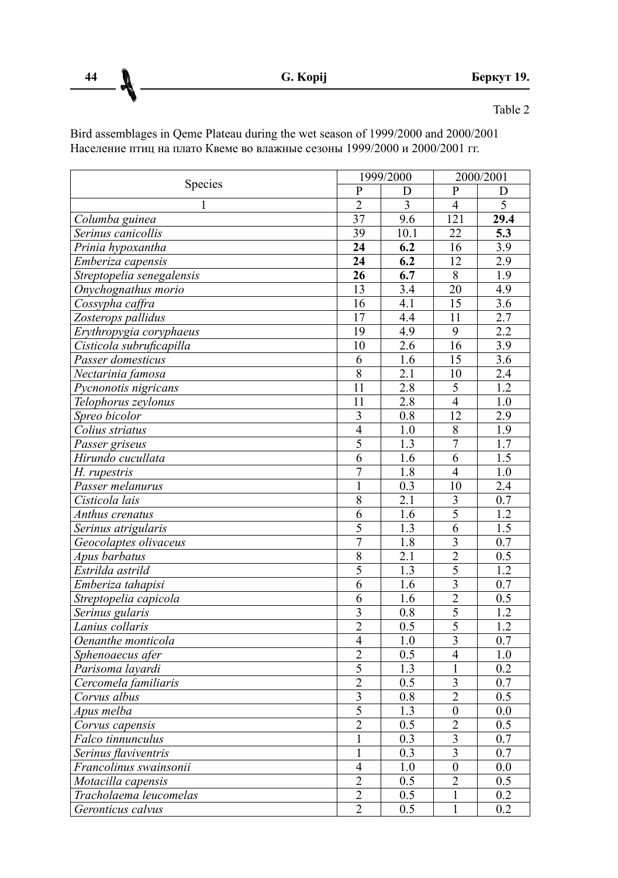Table 2

Bird assemblages in Qeme Plateau during the wet season of 1999/2000 and 2000/2001
Население птиц на плато Квеме во влажные сезоны 1999/2000 и 2000/2001 гг.

| Species | 1999/2000 | | 2000/2001 | |
|---|---|---|---|---|
| | P | D | P | D |
| 1 | 2 | 3 | 4 | 5 |
| *Columba guinea* | 37 | 9.6 | 121 | **29.4** |
| *Serinus canicollis* | 39 | 10.1 | 22 | **5.3** |
| *Prinia hypoxantha* | **24** | **6.2** | 16 | 3.9 |
| *Emberiza capensis* | **24** | **6.2** | 12 | 2.9 |
| *Streptopelia senegalensis* | **26** | **6.7** | 8 | 1.9 |
| *Onychognathus morio* | 13 | 3.4 | 20 | 4.9 |
| *Cossypha caffra* | 16 | 4.1 | 15 | 3.6 |
| *Zosterops pallidus* | 17 | 4.4 | 11 | 2.7 |
| *Erythropygia coryphaeus* | 19 | 4.9 | 9 | 2.2 |
| *Cisticola subruficapilla* | 10 | 2.6 | 16 | 3.9 |
| *Passer domesticus* | 6 | 1.6 | 15 | 3.6 |
| *Nectarinia famosa* | 8 | 2.1 | 10 | 2.4 |
| *Pycnonotis nigricans* | 11 | 2.8 | 5 | 1.2 |
| *Telophorus zeylonus* | 11 | 2.8 | 4 | 1.0 |
| *Spreo bicolor* | 3 | 0.8 | 12 | 2.9 |
| *Colius striatus* | 4 | 1.0 | 8 | 1.9 |
| *Passer griseus* | 5 | 1.3 | 7 | 1.7 |
| *Hirundo cucullata* | 6 | 1.6 | 6 | 1.5 |
| *H. rupestris* | 7 | 1.8 | 4 | 1.0 |
| *Passer melanurus* | 1 | 0.3 | 10 | 2.4 |
| *Cisticola lais* | 8 | 2.1 | 3 | 0.7 |
| *Anthus crenatus* | 6 | 1.6 | 5 | 1.2 |
| *Serinus atrigularis* | 5 | 1.3 | 6 | 1.5 |
| *Geocolaptes olivaceus* | 7 | 1.8 | 3 | 0.7 |
| *Apus barbatus* | 8 | 2.1 | 2 | 0.5 |
| *Estrilda astrild* | 5 | 1.3 | 5 | 1.2 |
| *Emberiza tahapisi* | 6 | 1.6 | 3 | 0.7 |
| *Streptopelia capicola* | 6 | 1.6 | 2 | 0.5 |
| *Serinus gularis* | 3 | 0.8 | 5 | 1.2 |
| *Lanius collaris* | 2 | 0.5 | 5 | 1.2 |
| *Oenanthe monticola* | 4 | 1.0 | 3 | 0.7 |
| *Sphenoaecus afer* | 2 | 0.5 | 4 | 1.0 |
| *Parisoma layardi* | 5 | 1.3 | 1 | 0.2 |
| *Cercomela familiaris* | 2 | 0.5 | 3 | 0.7 |
| *Corvus albus* | 3 | 0.8 | 2 | 0.5 |
| *Apus melba* | 5 | 1.3 | 0 | 0.0 |
| *Corvus capensis* | 2 | 0.5 | 2 | 0.5 |
| *Falco tinnunculus* | 1 | 0.3 | 3 | 0.7 |
| *Serinus flaviventris* | 1 | 0.3 | 3 | 0.7 |
| *Francolinus swainsonii* | 4 | 1.0 | 0 | 0.0 |
| *Motacilla capensis* | 2 | 0.5 | 2 | 0.5 |
| *Tracholaema leucomelas* | 2 | 0.5 | 1 | 0.2 |
| *Geronticus calvus* | 2 | 0.5 | 1 | 0.2 |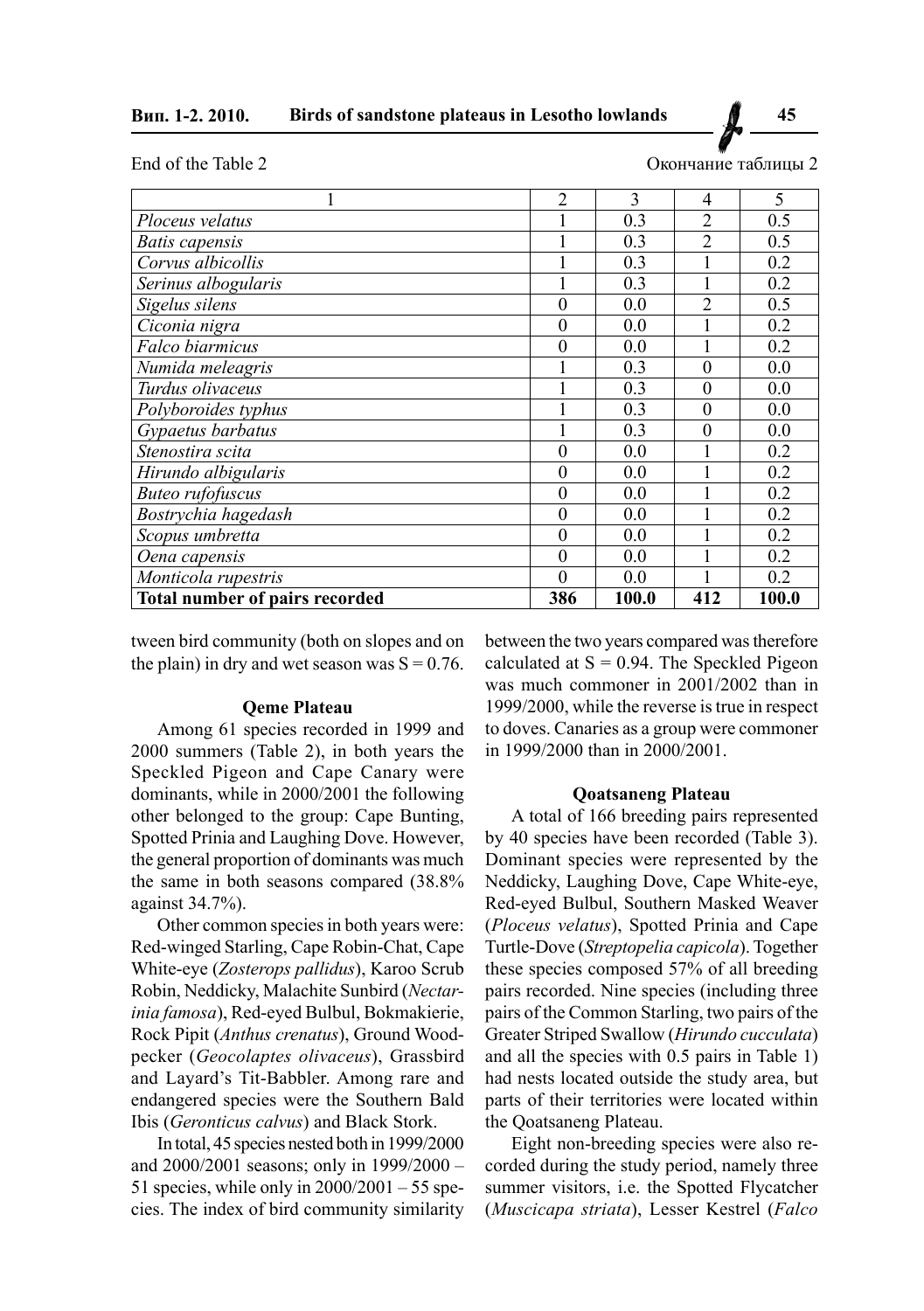End of the Table 2 Окончание таблицы 2

| 1 | 2 | 3 | 4 | 5 |
|---|---|---|---|---|
| *Ploceus velatus* | 1 | 0.3 | 2 | 0.5 |
| *Batis capensis* | 1 | 0.3 | 2 | 0.5 |
| *Corvus albicollis* | 1 | 0.3 | 1 | 0.2 |
| *Serinus albogularis* | 1 | 0.3 | 1 | 0.2 |
| *Sigelus silens* | 0 | 0.0 | 2 | 0.5 |
| *Ciconia nigra* | 0 | 0.0 | 1 | 0.2 |
| *Falco biarmicus* | 0 | 0.0 | 1 | 0.2 |
| *Numida meleagris* | 1 | 0.3 | 0 | 0.0 |
| *Turdus olivaceus* | 1 | 0.3 | 0 | 0.0 |
| *Polyboroides typhus* | 1 | 0.3 | 0 | 0.0 |
| *Gypaetus barbatus* | 1 | 0.3 | 0 | 0.0 |
| *Stenostira scita* | 0 | 0.0 | 1 | 0.2 |
| *Hirundo albigularis* | 0 | 0.0 | 1 | 0.2 |
| *Buteo rufofuscus* | 0 | 0.0 | 1 | 0.2 |
| *Bostrychia hagedash* | 0 | 0.0 | 1 | 0.2 |
| *Scopus umbretta* | 0 | 0.0 | 1 | 0.2 |
| *Oena capensis* | 0 | 0.0 | 1 | 0.2 |
| *Monticola rupestris* | 0 | 0.0 | 1 | 0.2 |
| **Total number of pairs recorded** | **386** | **100.0** | **412** | **100.0** |

tween bird community (both on slopes and on the plain) in dry and wet season was $S = 0.76$.

### Qeme Plateau

Among 61 species recorded in 1999 and 2000 summers (Table 2), in both years the Speckled Pigeon and Cape Canary were dominants, while in 2000/2001 the following other belonged to the group: Cape Bunting, Spotted Prinia and Laughing Dove. However, the general proportion of dominants was much the same in both seasons compared (38.8% against 34.7%).

Other common species in both years were: Red-winged Starling, Cape Robin-Chat, Cape White-eye (*Zosterops pallidus*), Karoo Scrub Robin, Neddicky, Malachite Sunbird (*Nectarinia famosa*), Red-eyed Bulbul, Bokmakierie, Rock Pipit (*Anthus crenatus*), Ground Woodpecker (*Geocolaptes olivaceus*), Grassbird and Layard's Tit-Babbler. Among rare and endangered species were the Southern Bald Ibis (*Geronticus calvus*) and Black Stork.

In total, 45 species nested both in 1999/2000 and 2000/2001 seasons; only in 1999/2000 – 51 species, while only in 2000/2001 – 55 species. The index of bird community similarity between the two years compared was therefore calculated at $S = 0.94$. The Speckled Pigeon was much commoner in 2001/2002 than in 1999/2000, while the reverse is true in respect to doves. Canaries as a group were commoner in 1999/2000 than in 2000/2001.

### Qoatsaneng Plateau

A total of 166 breeding pairs represented by 40 species have been recorded (Table 3). Dominant species were represented by the Neddicky, Laughing Dove, Cape White-eye, Red-eyed Bulbul, Southern Masked Weaver (*Ploceus velatus*), Spotted Prinia and Cape Turtle-Dove (*Streptopelia capicola*). Together these species composed 57% of all breeding pairs recorded. Nine species (including three pairs of the Common Starling, two pairs of the Greater Striped Swallow (*Hirundo cucculata*) and all the species with 0.5 pairs in Table 1) had nests located outside the study area, but parts of their territories were located within the Qoatsaneng Plateau.

Eight non-breeding species were also recorded during the study period, namely three summer visitors, i.e. the Spotted Flycatcher (*Muscicapa striata*), Lesser Kestrel (*Falco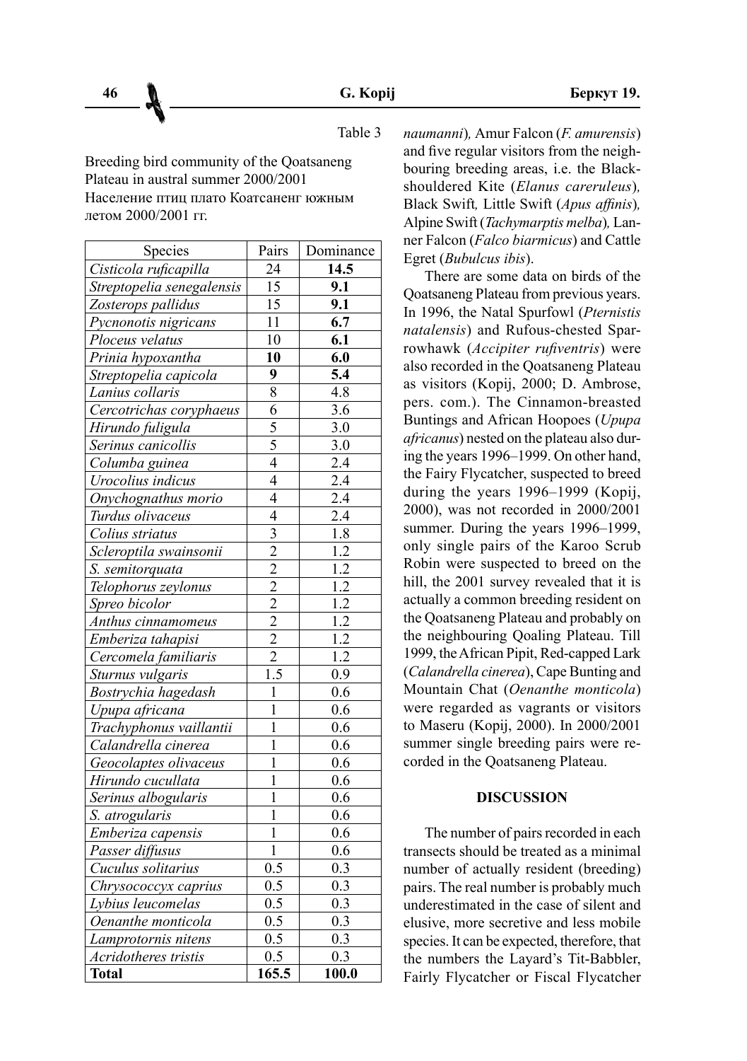Table 3

Breeding bird community of the Qoatsaneng Plateau in austral summer 2000/2001
Население птиц плато Коатсаненг южным летом 2000/2001 гг.

| Species | Pairs | Dominance |
|---|---|---|
| *Cisticola ruficapilla* | 24 | **14.5** |
| *Streptopelia senegalensis* | 15 | **9.1** |
| *Zosterops pallidus* | 15 | **9.1** |
| *Pycnonotis nigricans* | 11 | **6.7** |
| *Ploceus velatus* | 10 | **6.1** |
| *Prinia hypoxantha* | **10** | **6.0** |
| *Streptopelia capicola* | **9** | **5.4** |
| *Lanius collaris* | 8 | 4.8 |
| *Cercotrichas coryphaeus* | 6 | 3.6 |
| *Hirundo fuligula* | 5 | 3.0 |
| *Serinus canicollis* | 5 | 3.0 |
| *Columba guinea* | 4 | 2.4 |
| *Urocolius indicus* | 4 | 2.4 |
| *Onychognathus morio* | 4 | 2.4 |
| *Turdus olivaceus* | 4 | 2.4 |
| *Colius striatus* | 3 | 1.8 |
| *Scleroptila swainsonii* | 2 | 1.2 |
| *S. semitorquata* | 2 | 1.2 |
| *Telophorus zeylonus* | 2 | 1.2 |
| *Spreo bicolor* | 2 | 1.2 |
| *Anthus cinnamomeus* | 2 | 1.2 |
| *Emberiza tahapisi* | 2 | 1.2 |
| *Cercomela familiaris* | 2 | 1.2 |
| *Sturnus vulgaris* | 1.5 | 0.9 |
| *Bostrychia hagedash* | 1 | 0.6 |
| *Upupa africana* | 1 | 0.6 |
| *Trachyphonus vaillantii* | 1 | 0.6 |
| *Calandrella cinerea* | 1 | 0.6 |
| *Geocolaptes olivaceus* | 1 | 0.6 |
| *Hirundo cucullata* | 1 | 0.6 |
| *Serinus albogularis* | 1 | 0.6 |
| *S. atrogularis* | 1 | 0.6 |
| *Emberiza capensis* | 1 | 0.6 |
| *Passer diffusus* | 1 | 0.6 |
| *Cuculus solitarius* | 0.5 | 0.3 |
| *Chrysococcyx caprius* | 0.5 | 0.3 |
| *Lybius leucomelas* | 0.5 | 0.3 |
| *Oenanthe monticola* | 0.5 | 0.3 |
| *Lamprotornis nitens* | 0.5 | 0.3 |
| *Acridotheres tristis* | 0.5 | 0.3 |
| **Total** | **165.5** | **100.0** |

*naumanni*), Amur Falcon (*F. amurensis*) and five regular visitors from the neighbouring breeding areas, i.e. the Black-shouldered Kite (*Elanus carerulеus*), Black Swift, Little Swift (*Apus affinis*), Alpine Swift (*Tachymarptis melba*), Lanner Falcon (*Falco biarmicus*) and Cattle Egret (*Bubulcus ibis*).

There are some data on birds of the Qoatsaneng Plateau from previous years. In 1996, the Natal Spurfowl (*Pternistis natalensis*) and Rufous-chested Sparrowhawk (*Accipiter rufiventris*) were also recorded in the Qoatsaneng Plateau as visitors (Kopij, 2000; D. Ambrose, pers. com.). The Cinnamon-breasted Buntings and African Hoopoes (*Upupa africanus*) nested on the plateau also during the years 1996–1999. On other hand, the Fairy Flycatcher, suspected to breed during the years 1996–1999 (Kopij, 2000), was not recorded in 2000/2001 summer. During the years 1996–1999, only single pairs of the Karoo Scrub Robin were suspected to breed on the hill, the 2001 survey revealed that it is actually a common breeding resident on the Qoatsaneng Plateau and probably on the neighbouring Qoaling Plateau. Till 1999, the African Pipit, Red-capped Lark (*Calandrella cinerea*), Cape Bunting and Mountain Chat (*Oenanthe monticola*) were regarded as vagrants or visitors to Maseru (Kopij, 2000). In 2000/2001 summer single breeding pairs were recorded in the Qoatsaneng Plateau.

## DISCUSSION

The number of pairs recorded in each transects should be treated as a minimal number of actually resident (breeding) pairs. The real number is probably much underestimated in the case of silent and elusive, more secretive and less mobile species. It can be expected, therefore, that the numbers the Layard's Tit-Babbler, Fairly Flycatcher or Fiscal Flycatcher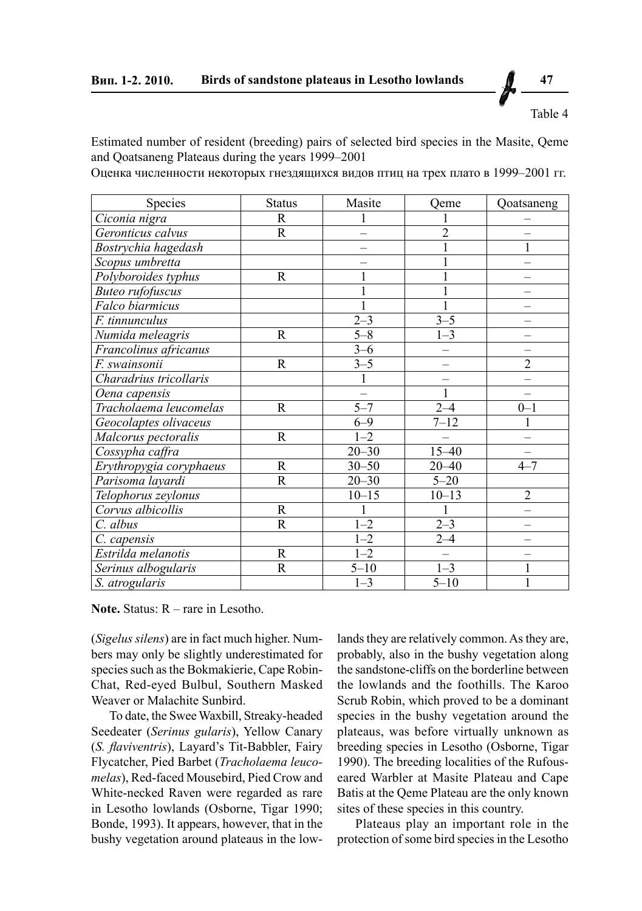Table 4

Estimated number of resident (breeding) pairs of selected bird species in the Masite, Qeme and Qoatsaneng Plateaus during the years 1999–2001

Оценка численности некоторых гнездящихся видов птиц на трех плато в 1999–2001 гг.

| Species | Status | Masite | Qeme | Qoatsaneng |
|---|---|---|---|---|
| *Ciconia nigra* | R | 1 | 1 | – |
| *Geronticus calvus* | R | – | 2 | – |
| *Bostrychia hagedash* | | – | 1 | 1 |
| *Scopus umbretta* | | – | 1 | – |
| *Polyboroides typhus* | R | 1 | 1 | – |
| *Buteo rufofuscus* | | 1 | 1 | – |
| *Falco biarmicus* | | 1 | 1 | – |
| *F. tinnunculus* | | 2–3 | 3–5 | – |
| *Numida meleagris* | R | 5–8 | 1–3 | – |
| *Francolinus africanus* | | 3–6 | – | – |
| *F. swainsonii* | R | 3–5 | – | 2 |
| *Charadrius tricollaris* | | 1 | – | – |
| *Oena capensis* | | – | 1 | – |
| *Tracholaema leucomelas* | R | 5–7 | 2–4 | 0–1 |
| *Geocolaptes olivaceus* | | 6–9 | 7–12 | 1 |
| *Malcorus pectoralis* | R | 1–2 | – | – |
| *Cossypha caffra* | | 20–30 | 15–40 | – |
| *Erythropygia coryphaeus* | R | 30–50 | 20–40 | 4–7 |
| *Parisoma layardi* | R | 20–30 | 5–20 | |
| *Telophorus zeylonus* | | 10–15 | 10–13 | 2 |
| *Corvus albicollis* | R | 1 | 1 | – |
| *C. albus* | R | 1–2 | 2–3 | – |
| *C. capensis* | | 1–2 | 2–4 | – |
| *Estrilda melanotis* | R | 1–2 | – | – |
| *Serinus albogularis* | R | 5–10 | 1–3 | 1 |
| *S. atrogularis* | | 1–3 | 5–10 | 1 |

**Note.** Status: R – rare in Lesotho.

(*Sigelus silens*) are in fact much higher. Numbers may only be slightly underestimated for species such as the Bokmakierie, Cape Robin-Chat, Red-eyed Bulbul, Southern Masked Weaver or Malachite Sunbird.

To date, the Swee Waxbill, Streaky-headed Seedeater (*Serinus gularis*), Yellow Canary (*S. flaviventris*), Layard's Tit-Babbler, Fairy Flycatcher, Pied Barbet (*Tracholaema leucomelas*), Red-faced Mousebird, Pied Crow and White-necked Raven were regarded as rare in Lesotho lowlands (Osborne, Tigar 1990; Bonde, 1993). It appears, however, that in the bushy vegetation around plateaus in the lowlands they are relatively common. As they are, probably, also in the bushy vegetation along the sandstone-cliffs on the borderline between the lowlands and the foothills. The Karoo Scrub Robin, which proved to be a dominant species in the bushy vegetation around the plateaus, was before virtually unknown as breeding species in Lesotho (Osborne, Tigar 1990). The breeding localities of the Rufous-eared Warbler at Masite Plateau and Cape Batis at the Qeme Plateau are the only known sites of these species in this country.

Plateaus play an important role in the protection of some bird species in the Lesotho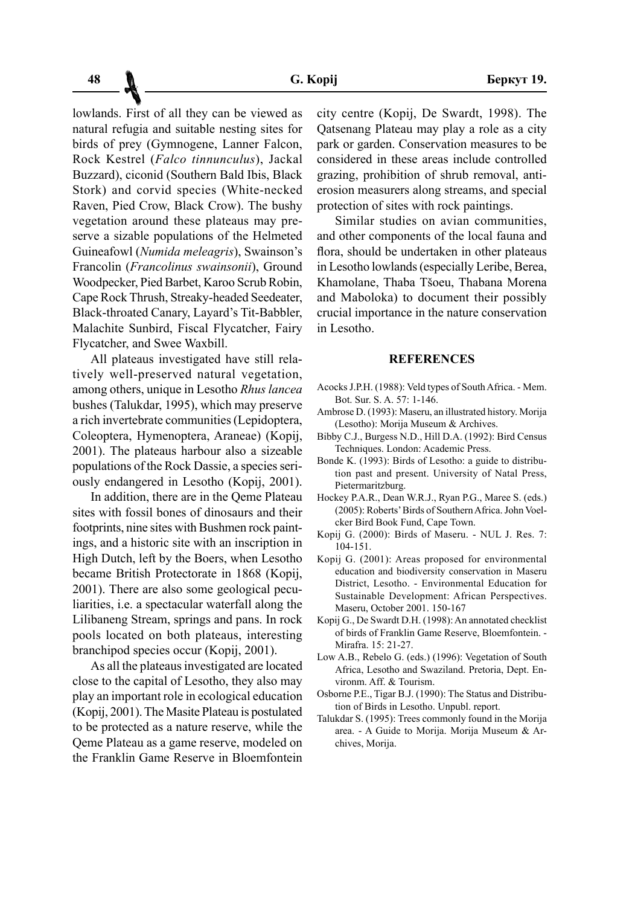lowlands. First of all they can be viewed as natural refugia and suitable nesting sites for birds of prey (Gymnogene, Lanner Falcon, Rock Kestrel (*Falco tinnunculus*), Jackal Buzzard), ciconid (Southern Bald Ibis, Black Stork) and corvid species (White-necked Raven, Pied Crow, Black Crow). The bushy vegetation around these plateaus may preserve a sizable populations of the Helmeted Guineafowl (*Numida meleagris*), Swainson's Francolin (*Francolinus swainsonii*), Ground Woodpecker, Pied Barbet, Karoo Scrub Robin, Cape Rock Thrush, Streaky-headed Seedeater, Black-throated Canary, Layard's Tit-Babbler, Malachite Sunbird, Fiscal Flycatcher, Fairy Flycatcher, and Swee Waxbill.

All plateaus investigated have still relatively well-preserved natural vegetation, among others, unique in Lesotho *Rhus lancea* bushes (Talukdar, 1995), which may preserve a rich invertebrate communities (Lepidoptera, Coleoptera, Hymenoptera, Araneae) (Kopij, 2001). The plateaus harbour also a sizeable populations of the Rock Dassie, a species seriously endangered in Lesotho (Kopij, 2001).

In addition, there are in the Qeme Plateau sites with fossil bones of dinosaurs and their footprints, nine sites with Bushmen rock paintings, and a historic site with an inscription in High Dutch, left by the Boers, when Lesotho became British Protectorate in 1868 (Kopij, 2001). There are also some geological peculiarities, i.e. a spectacular waterfall along the Lilibaneng Stream, springs and pans. In rock pools located on both plateaus, interesting branchipod species occur (Kopij, 2001).

As all the plateaus investigated are located close to the capital of Lesotho, they also may play an important role in ecological education (Kopij, 2001). The Masite Plateau is postulated to be protected as a nature reserve, while the Qeme Plateau as a game reserve, modeled on the Franklin Game Reserve in Bloemfontein city centre (Kopij, De Swardt, 1998). The Qatsenang Plateau may play a role as a city park or garden. Conservation measures to be considered in these areas include controlled grazing, prohibition of shrub removal, anti-erosion measurers along streams, and special protection of sites with rock paintings.

Similar studies on avian communities, and other components of the local fauna and flora, should be undertaken in other plateaus in Lesotho lowlands (especially Leribe, Berea, Khamolane, Thaba Tšoeu, Thabana Morena and Maboloka) to document their possibly crucial importance in the nature conservation in Lesotho.

## REFERENCES

Acocks J.P.H. (1988): Veld types of South Africa. - Mem. Bot. Sur. S. A. 57: 1-146.

Ambrose D. (1993): Maseru, an illustrated history. Morija (Lesotho): Morija Museum & Archives.

Bibby C.J., Burgess N.D., Hill D.A. (1992): Bird Census Techniques. London: Academic Press.

Bonde K. (1993): Birds of Lesotho: a guide to distribution past and present. University of Natal Press, Pietermaritzburg.

Hockey P.A.R., Dean W.R.J., Ryan P.G., Maree S. (eds.) (2005): Roberts' Birds of Southern Africa. John Voelcker Bird Book Fund, Cape Town.

Kopij G. (2000): Birds of Maseru. - NUL J. Res. 7: 104-151.

Kopij G. (2001): Areas proposed for environmental education and biodiversity conservation in Maseru District, Lesotho. - Environmental Education for Sustainable Development: African Perspectives. Maseru, October 2001. 150-167

Kopij G., De Swardt D.H. (1998): An annotated checklist of birds of Franklin Game Reserve, Bloemfontein. - Mirafra. 15: 21-27.

Low A.B., Rebelo G. (eds.) (1996): Vegetation of South Africa, Lesotho and Swaziland. Pretoria, Dept. Environm. Aff. & Tourism.

Osborne P.E., Tigar B.J. (1990): The Status and Distribution of Birds in Lesotho. Unpubl. report.

Talukdar S. (1995): Trees commonly found in the Morija area. - A Guide to Morija. Morija Museum & Archives, Morija.